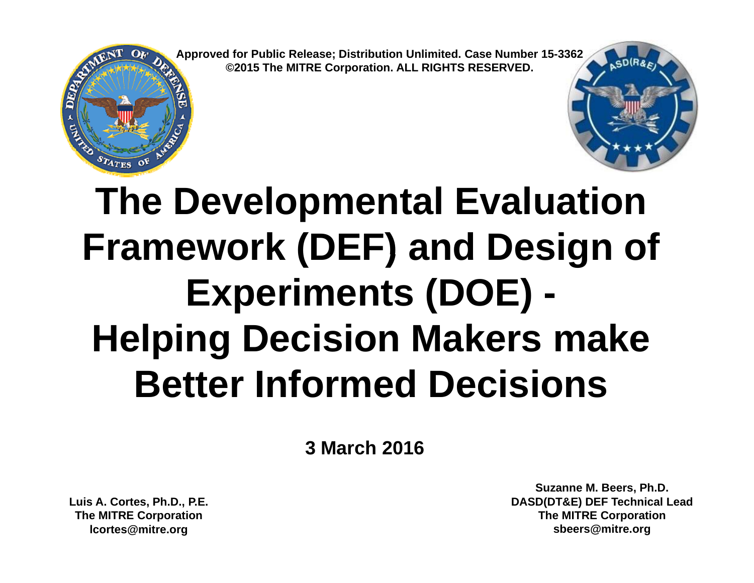Approved for Public Release; Distribution Unlimited. Case Number 15-3362
©2015 The MITRE Corporation. ALL RIGHTS RESERVED.

# The Developmental Evaluation Framework (DEF) and Design of Experiments (DOE) - Helping Decision Makers make Better Informed Decisions

**3 March 2016**

**Luis A. Cortes, Ph.D., P.E.**
**The MITRE Corporation**
**lcortes@mitre.org**

**Suzanne M. Beers, Ph.D.**
**DASD(DT&E) DEF Technical Lead**
**The MITRE Corporation**
**sbeers@mitre.org**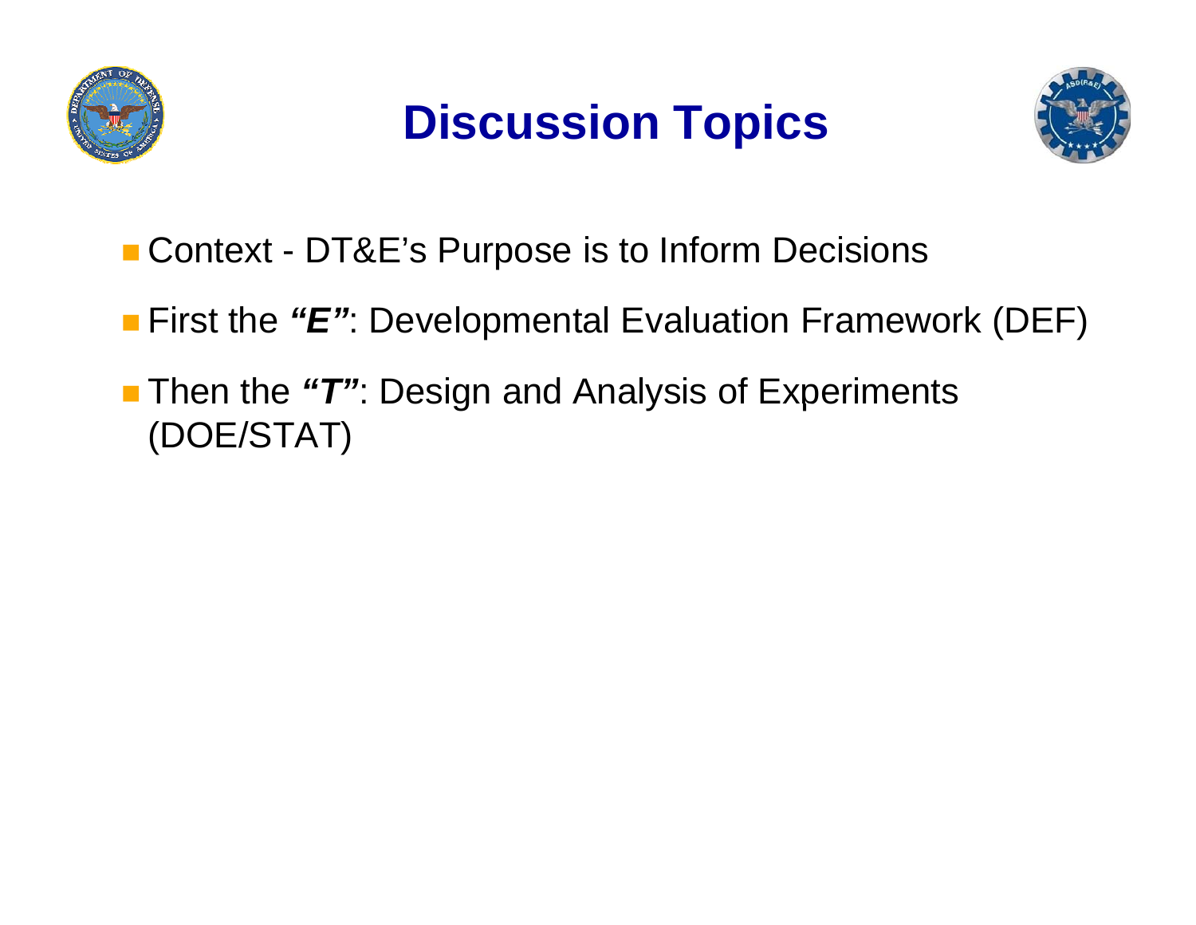# Discussion Topics

- Context - DT&E's Purpose is to Inform Decisions
- First the ***"E"***: Developmental Evaluation Framework (DEF)
- Then the ***"T"***: Design and Analysis of Experiments (DOE/STAT)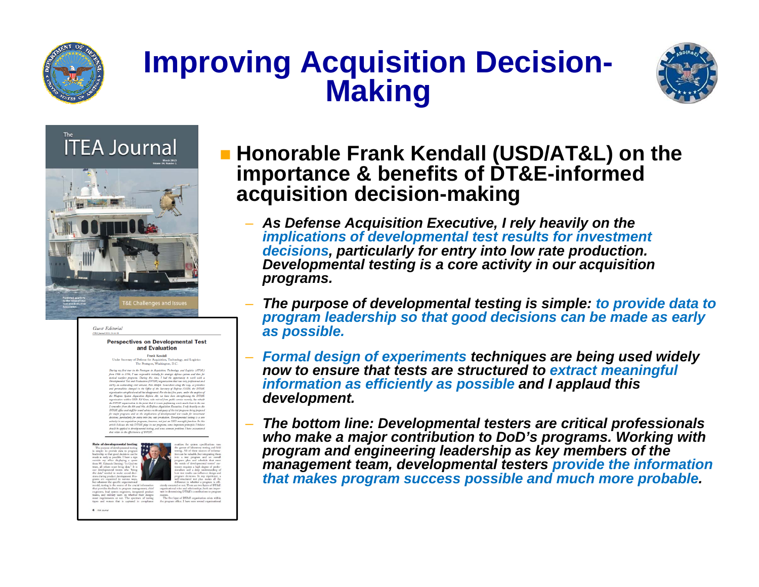# Improving Acquisition Decision-Making

- **Honorable Frank Kendall (USD/AT&L) on the importance & benefits of DT&E-informed acquisition decision-making**
  - ***As Defense Acquisition Executive, I rely heavily on the implications of developmental test results for investment decisions, particularly for entry into low rate production. Developmental testing is a core activity in our acquisition programs.***
  - ***The purpose of developmental testing is simple: to provide data to program leadership so that good decisions can be made as early as possible.***
  - ***Formal design of experiments techniques are being used widely now to ensure that tests are structured to extract meaningful information as efficiently as possible and I applaud this development.***
  - ***The bottom line: Developmental testers are critical professionals who make a major contribution to DoD's programs. Working with program and engineering leadership as key members of the management team, developmental testers provide the information that makes program success possible and much more probable.***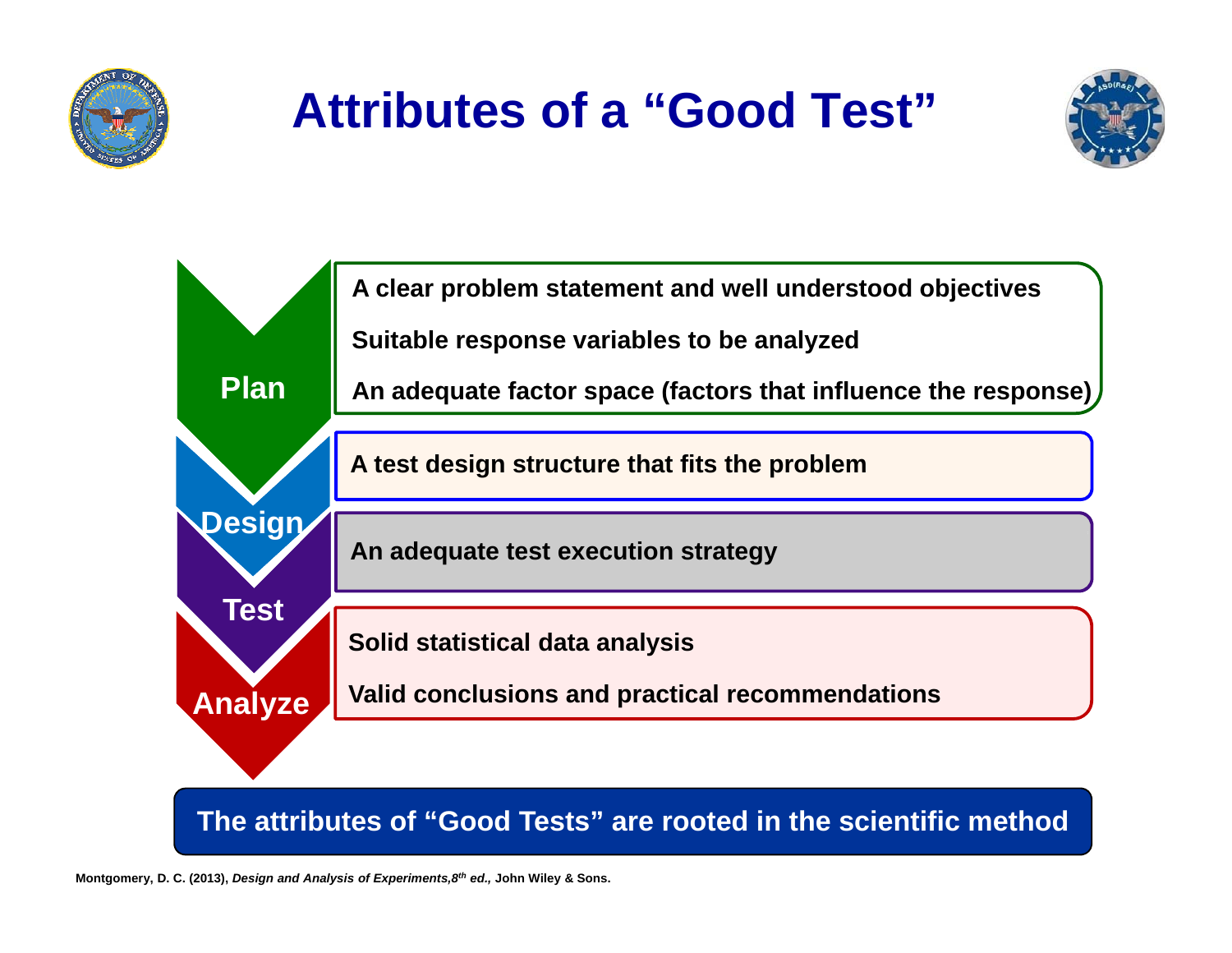# Attributes of a "Good Test"

**Plan**

- A clear problem statement and well understood objectives
- Suitable response variables to be analyzed
- An adequate factor space (factors that influence the response)

**Design**

- A test design structure that fits the problem

**Test**

- An adequate test execution strategy

**Analyze**

- Solid statistical data analysis
- Valid conclusions and practical recommendations

**The attributes of "Good Tests" are rooted in the scientific method**

Montgomery, D. C. (2013), *Design and Analysis of Experiments, 8th ed.,* John Wiley & Sons.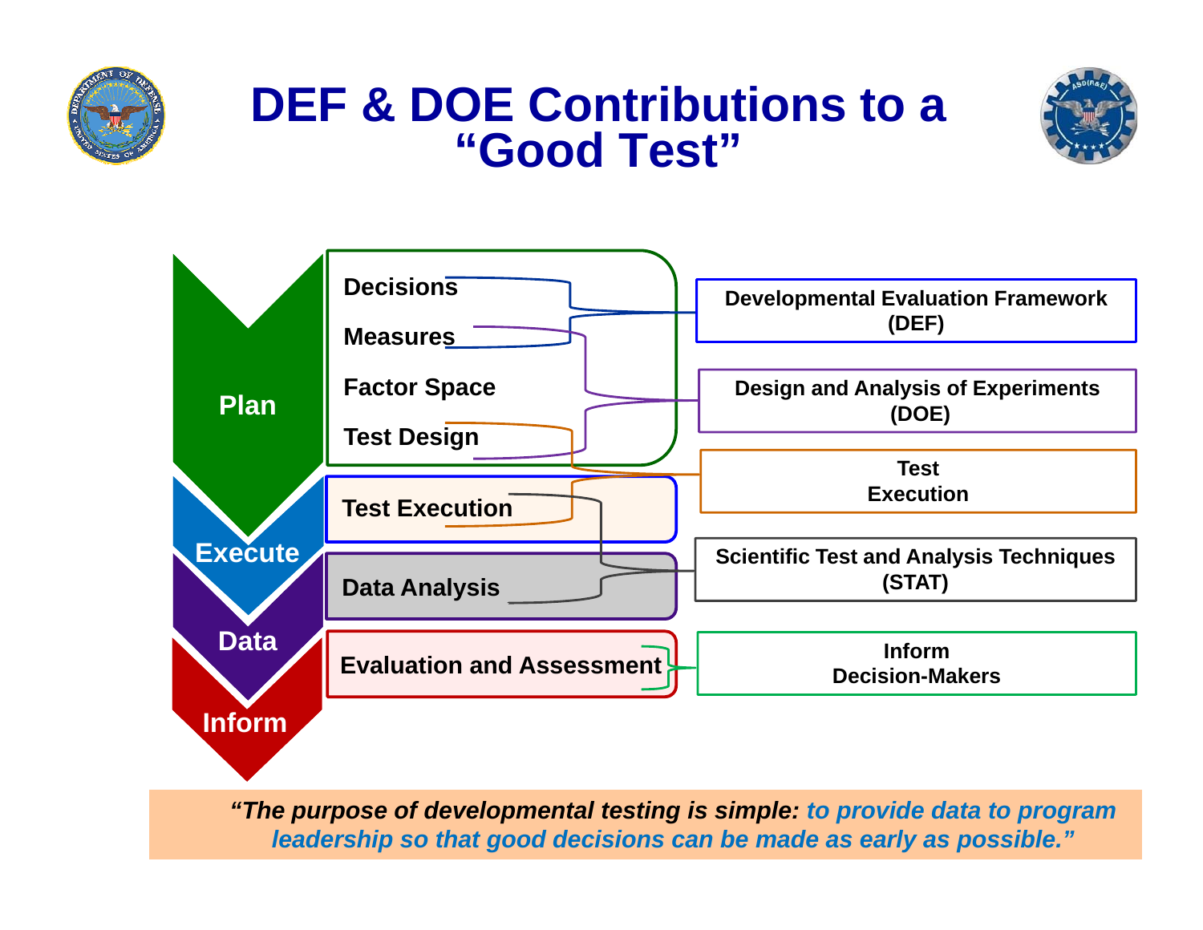# DEF & DOE Contributions to a "Good Test"

**Plan**
- Decisions
- Measures
- Factor Space
- Test Design

**Execute**
- Test Execution

**Data**
- Data Analysis

**Inform**
- Evaluation and Assessment

| Activities | Contribution |
| --- | --- |
| Decisions, Measures | Developmental Evaluation Framework (DEF) |
| Measures, Test Design | Design and Analysis of Experiments (DOE) |
| Test Design, Test Execution | Test Execution |
| Test Execution, Data Analysis | Scientific Test and Analysis Techniques (STAT) |
| Evaluation and Assessment | Inform Decision-Makers |

*"The purpose of developmental testing is simple: to provide data to program leadership so that good decisions can be made as early as possible."*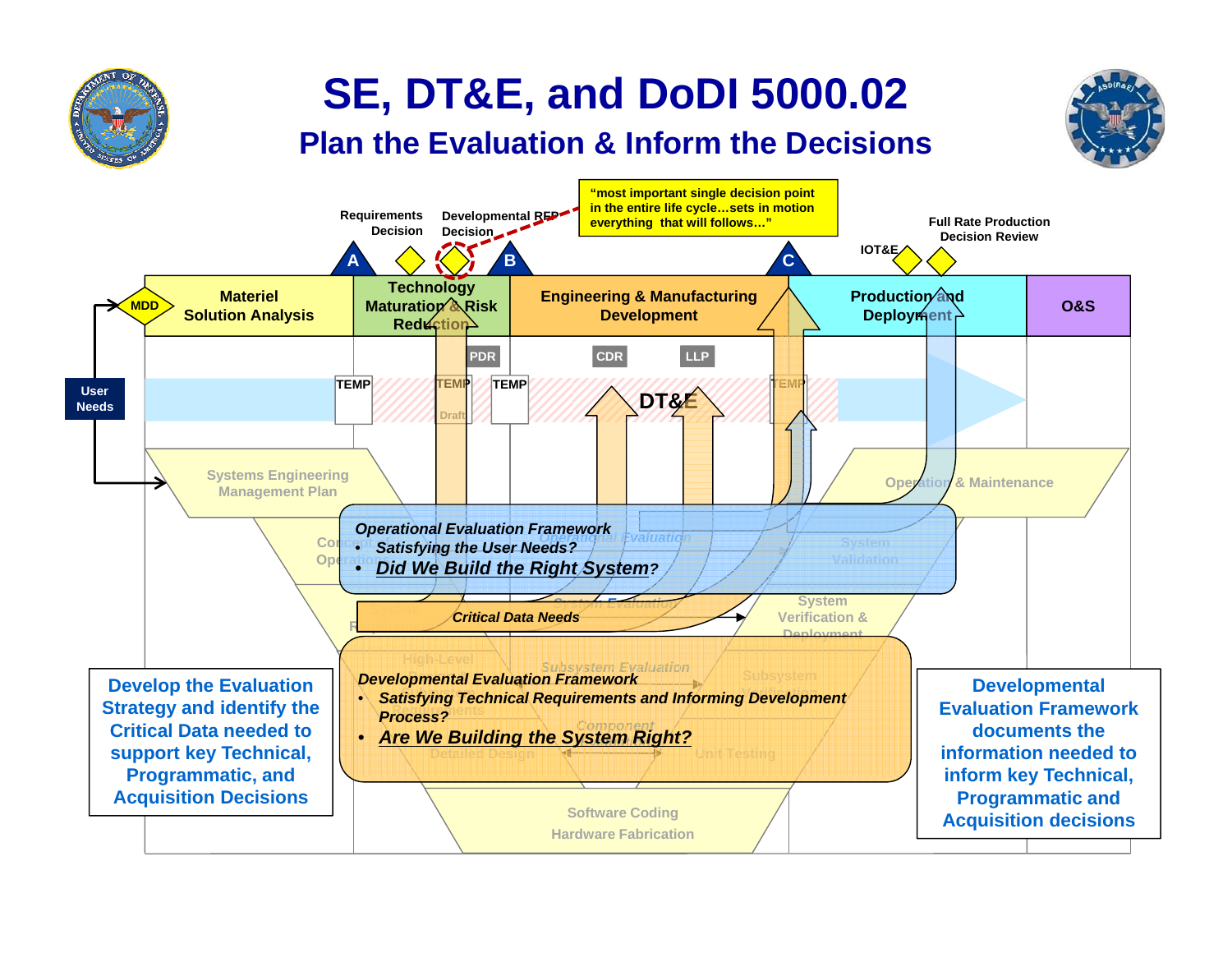# SE, DT&E, and DoDI 5000.02

## Plan the Evaluation & Inform the Decisions

Requirements Decision

Developmental RFP Decision

"most important single decision point in the entire life cycle…sets in motion everything that will follows…"

Full Rate Production Decision Review

IOT&E

A | B | C

MDD

Materiel Solution Analysis

Technology Maturation & Risk Reduction

Engineering & Manufacturing Development

Production and Deployment

O&S

User Needs

PDR | CDR | LLP

TEMP | TEMP Draft | TEMP | TEMP

DT&E

Systems Engineering Management Plan

Operation & Maintenance

*Operational Evaluation Framework*

- *Satisfying the User Needs?*
- ***Did We Build the Right System?***

*Critical Data Needs*

*Developmental Evaluation Framework*

- ***Satisfying Technical Requirements and Informing Development Process?***
- ***Are We Building the System Right?***

Software Coding

Hardware Fabrication

Develop the Evaluation Strategy and identify the Critical Data needed to support key Technical, Programmatic, and Acquisition Decisions

Developmental Evaluation Framework documents the information needed to inform key Technical, Programmatic and Acquisition decisions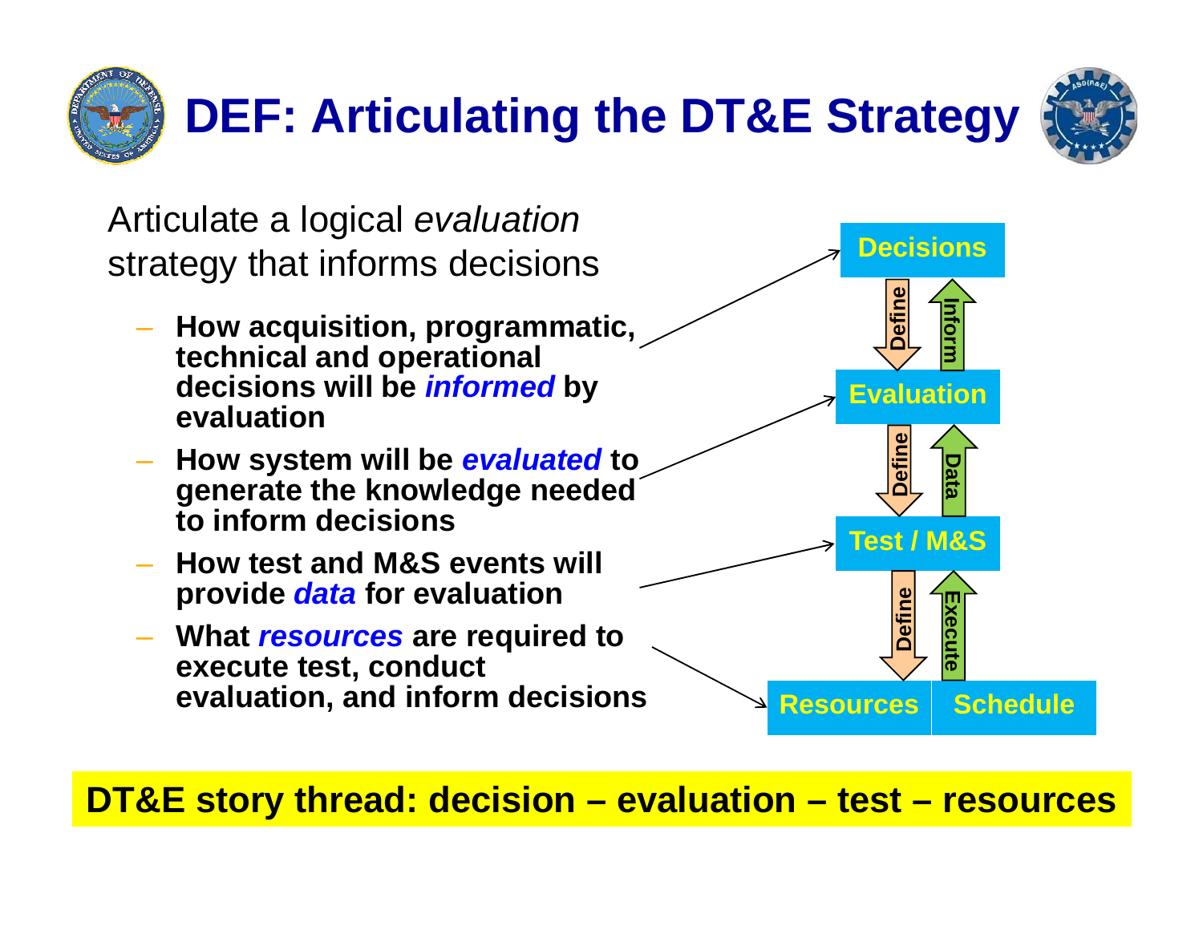# DEF: Articulating the DT&E Strategy

Articulate a logical *evaluation* strategy that informs decisions

- **How acquisition, programmatic, technical and operational decisions will be *informed* by evaluation**
- **How system will be *evaluated* to generate the knowledge needed to inform decisions**
- **How test and M&S events will provide *data* for evaluation**
- **What *resources* are required to execute test, conduct evaluation, and inform decisions**

Decisions

Define ↓ ↑ Inform

Evaluation

Define ↓ ↑ Data

Test / M&S

Define ↓ ↑ Execute

Resources | Schedule

**DT&E story thread: decision – evaluation – test – resources**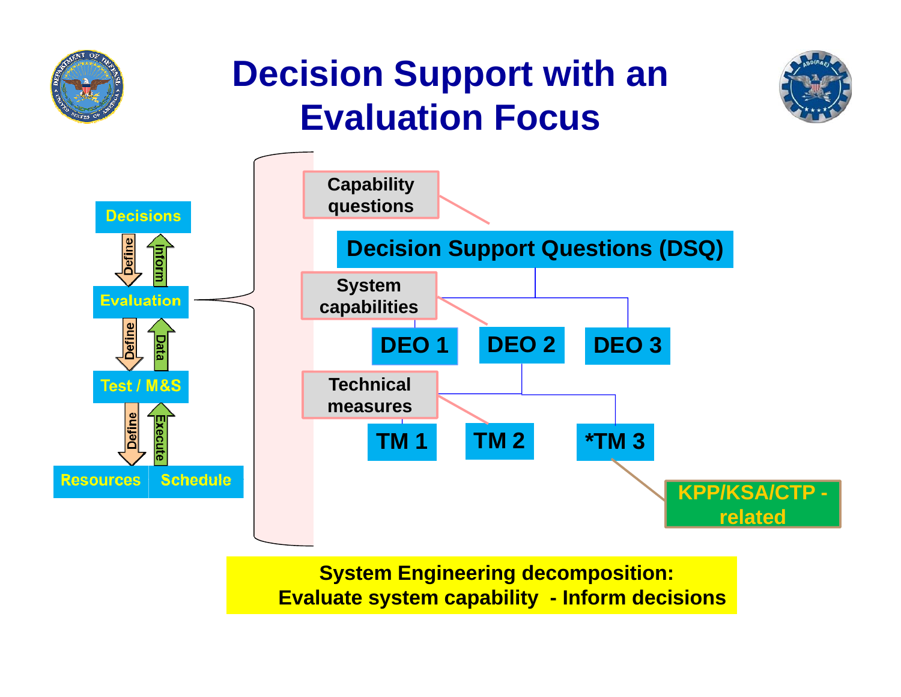# Decision Support with an Evaluation Focus

Decisions

Define | Inform

Evaluation

Define | Data

Test / M&S

Define | Execute

Resources | Schedule

Capability questions

Decision Support Questions (DSQ)

System capabilities

DEO 1 | DEO 2 | DEO 3

Technical measures

TM 1 | TM 2 | *TM 3

KPP/KSA/CTP - related

**System Engineering decomposition:**
**Evaluate system capability - Inform decisions**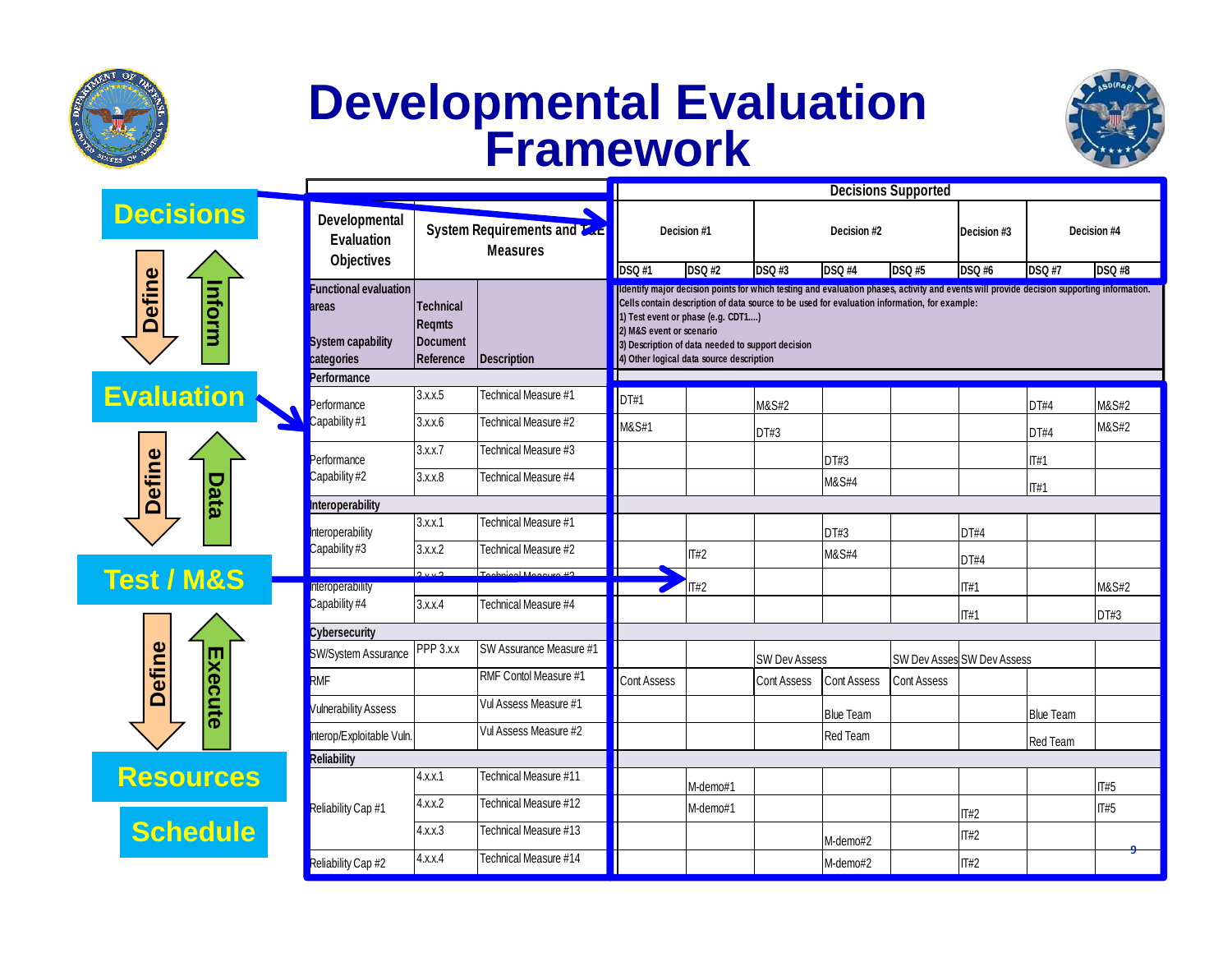# Developmental Evaluation Framework

**Decisions**

Define ↓ ↑ Inform

**Evaluation**

Define ↓ ↑ Data

**Test / M&S**

Define ↓ ↑ Execute

**Resources**

**Schedule**

| Developmental Evaluation Objectives | System Requirements and T&E Measures | | Decisions Supported | | | | | | | |
|---|---|---|---|---|---|---|---|---|---|---|
| | | | Decision #1 | | Decision #2 | | | Decision #3 | Decision #4 | |
| | | | DSQ #1 | DSQ #2 | DSQ #3 | DSQ #4 | DSQ #5 | DSQ #6 | DSQ #7 | DSQ #8 |
| Functional evaluation areas<br><br>System capability categories | Technical Reqmts Document Reference | Description | Identify major decision points for which testing and evaluation phases, activity and events will provide decision supporting information. Cells contain description of data source to be used for evaluation information, for example: 1) Test event or phase (e.g. CDT1....) 2) M&S event or scenario 3) Description of data needed to support decision 4) Other logical data source description | | | | | | | |
| **Performance** | | | | | | | | | | |
| Performance Capability #1 | 3.x.x.5 | Technical Measure #1 | DT#1 | | M&S#2 | | | | DT#4 | M&S#2 |
| | 3.x.x.6 | Technical Measure #2 | M&S#1 | | DT#3 | | | | DT#4 | M&S#2 |
| Performance Capability #2 | 3.x.x.7 | Technical Measure #3 | | | | DT#3 | | | IT#1 | |
| | 3.x.x.8 | Technical Measure #4 | | | | M&S#4 | | | IT#1 | |
| **Interoperability** | | | | | | | | | | |
| Interoperability Capability #3 | 3.x.x.1 | Technical Measure #1 | | | | DT#3 | | DT#4 | | |
| | 3.x.x.2 | Technical Measure #2 | | IT#2 | | M&S#4 | | DT#4 | | |
| Interoperability Capability #4 | 3.x.x.3 | Technical Measure #3 | | IT#2 | | | | IT#1 | | M&S#2 |
| | 3.x.x.4 | Technical Measure #4 | | | | | | IT#1 | | DT#3 |
| **Cybersecurity** | | | | | | | | | | |
| SW/System Assurance | PPP 3.x.x | SW Assurance Measure #1 | | | SW Dev Assess | | SW Dev Asses | SW Dev Assess | | |
| RMF | | RMF Contol Measure #1 | Cont Assess | | Cont Assess | Cont Assess | Cont Assess | | | |
| Vulnerability Assess | | Vul Assess Measure #1 | | | | Blue Team | | | Blue Team | |
| Interop/Exploitable Vuln. | | Vul Assess Measure #2 | | | | Red Team | | | Red Team | |
| **Reliability** | | | | | | | | | | |
| Reliability Cap #1 | 4.x.x.1 | Technical Measure #11 | | M-demo#1 | | | | | | IT#5 |
| | 4.x.x.2 | Technical Measure #12 | | M-demo#1 | | | | IT#2 | | IT#5 |
| | 4.x.x.3 | Technical Measure #13 | | | | M-demo#2 | | IT#2 | | |
| Reliability Cap #2 | 4.x.x.4 | Technical Measure #14 | | | | M-demo#2 | | IT#2 | | |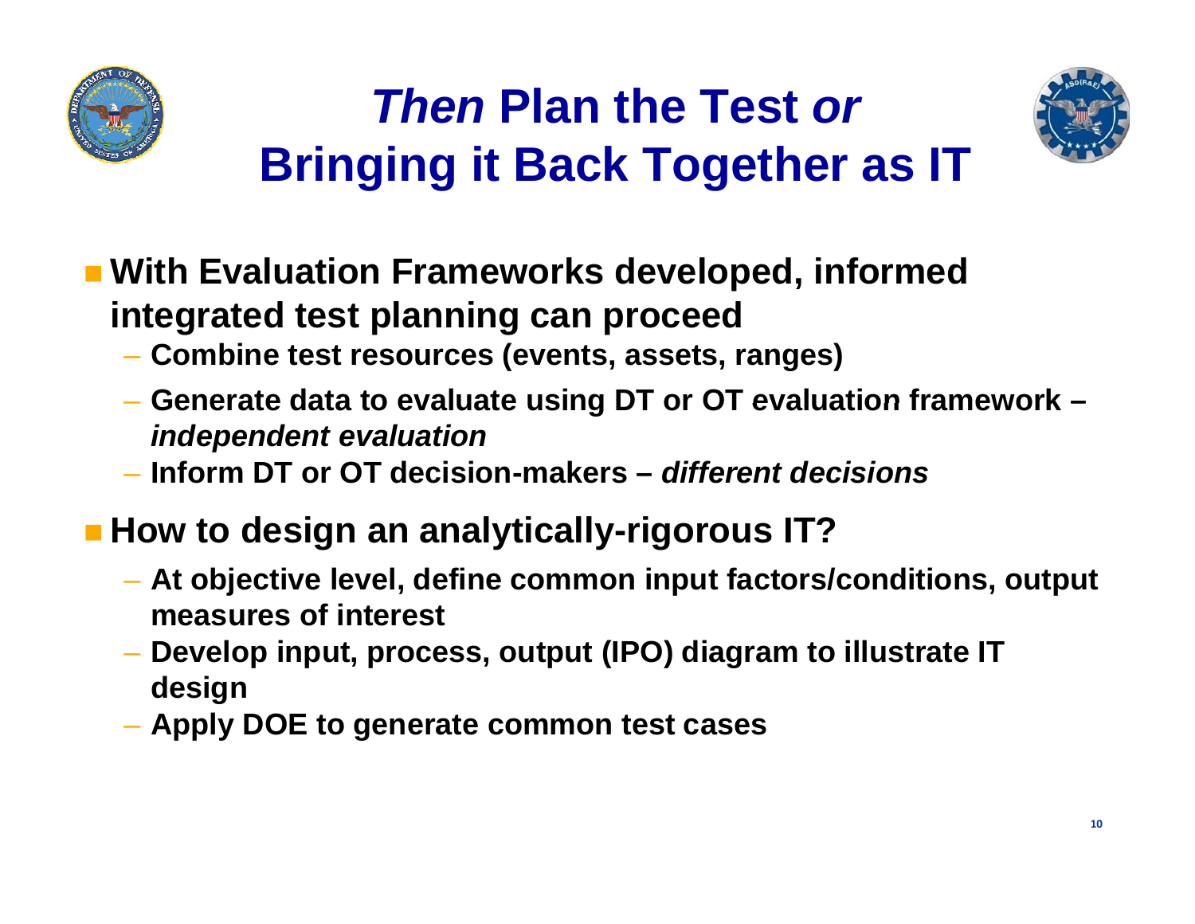# *Then* Plan the Test *or* Bringing it Back Together as IT

- **With Evaluation Frameworks developed, informed integrated test planning can proceed**
  - **Combine test resources (events, assets, ranges)**
  - **Generate data to evaluate using DT or OT evaluation framework – *independent evaluation***
  - **Inform DT or OT decision-makers – *different decisions***
- **How to design an analytically-rigorous IT?**
  - **At objective level, define common input factors/conditions, output measures of interest**
  - **Develop input, process, output (IPO) diagram to illustrate IT design**
  - **Apply DOE to generate common test cases**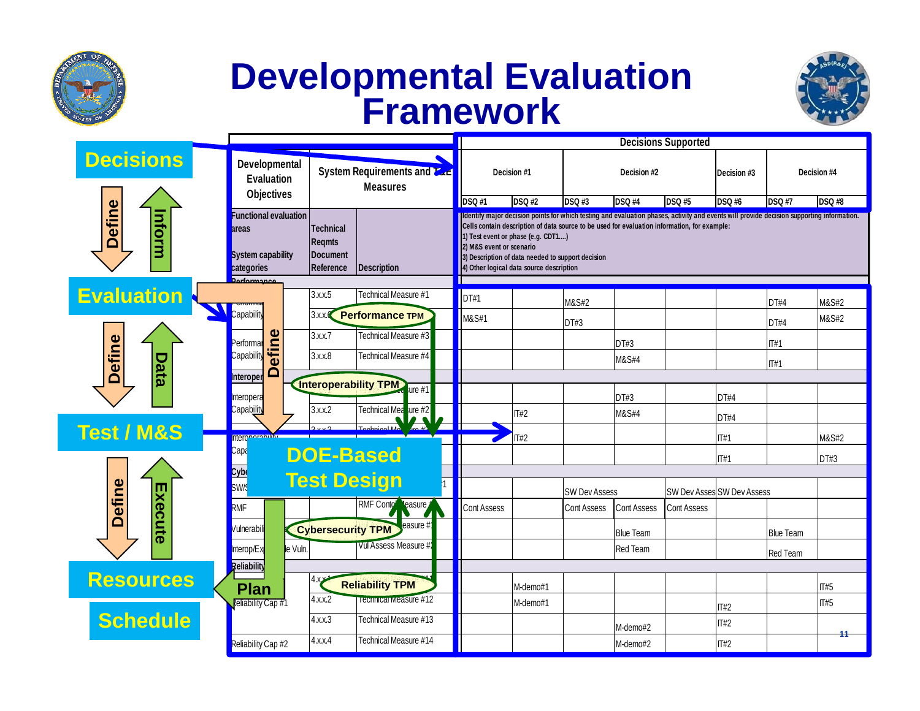# Developmental Evaluation Framework

**Decisions** → Define ↓ / Inform ↑ → **Evaluation** → Define ↓ / Data ↑ → **Test / M&S** → Define ↓ / Execute ↑ → **Resources** / **Schedule**

Define → **DOE-Based Test Design** → Plan

Performance TPM · Interoperability TPM · Cybersecurity TPM · Reliability TPM

| Developmental Evaluation Objectives | System Requirements and T&E Measures | | Decisions Supported | | | | | | | |
|---|---|---|---|---|---|---|---|---|---|---|
| | | | Decision #1 | | Decision #2 | | | Decision #3 | Decision #4 | |
| | | | DSQ #1 | DSQ #2 | DSQ #3 | DSQ #4 | DSQ #5 | DSQ #6 | DSQ #7 | DSQ #8 |
| Functional evaluation areas<br><br>System capability categories | Technical Reqmts Document Reference | Description | Identify major decision points for which testing and evaluation phases, activity and events will provide decision supporting information. Cells contain description of data source to be used for evaluation information, for example:<br>1) Test event or phase (e.g. CDT1....)<br>2) M&S event or scenario<br>3) Description of data needed to support decision<br>4) Other logical data source description | | | | | | | |
| Performance | | | | | | | | | | |
| Performance Capability #1 | 3.x.x.5 | Technical Measure #1 | DT#1 | | M&S#2 | | | | DT#4 | M&S#2 |
| | 3.x.x.6 | Technical Measure #2 | M&S#1 | | DT#3 | | | | DT#4 | M&S#2 |
| Performance Capability #2 | 3.x.x.7 | Technical Measure #3 | | | | DT#3 | | | IT#1 | |
| | 3.x.x.8 | Technical Measure #4 | | | | M&S#4 | | | IT#1 | |
| Interoperability | | | | | | | | | | |
| Interoperability Capability #1 | | Technical Measure #1 | | | | DT#3 | | DT#4 | | |
| | 3.x.x.2 | Technical Measure #2 | | IT#2 | | M&S#4 | | DT#4 | | |
| Interoperability Capability #2 | 3.x.x.3 | Technical Measure #3 | | IT#2 | | | | IT#1 | | M&S#2 |
| | | | | | | | | IT#1 | | DT#3 |
| Cybersecurity | | | | | | | | | | |
| SW/System Assurance | | #1 | | | SW Dev Assess | | SW Dev Assess | SW Dev Assess | | |
| RMF | | RMF Control Measure #1 | Cont Assess | | Cont Assess | Cont Assess | Cont Assess | | | |
| Vulnerability Assessment | | Vul Assess Measure #1 | | | | Blue Team | | | Blue Team | |
| Interop/Exploitable Vuln. | | Vul Assess Measure #2 | | | | Red Team | | | Red Team | |
| Reliability | | | | | | | | | | |
| Reliability Cap #1 | 4.x.x.1 | Technical Measure #11 | | M-demo#1 | | | | | | IT#5 |
| | 4.x.x.2 | Technical Measure #12 | | M-demo#1 | | | | IT#2 | | IT#5 |
| | 4.x.x.3 | Technical Measure #13 | | | | M-demo#2 | | IT#2 | | |
| Reliability Cap #2 | 4.x.x.4 | Technical Measure #14 | | | | M-demo#2 | | IT#2 | | |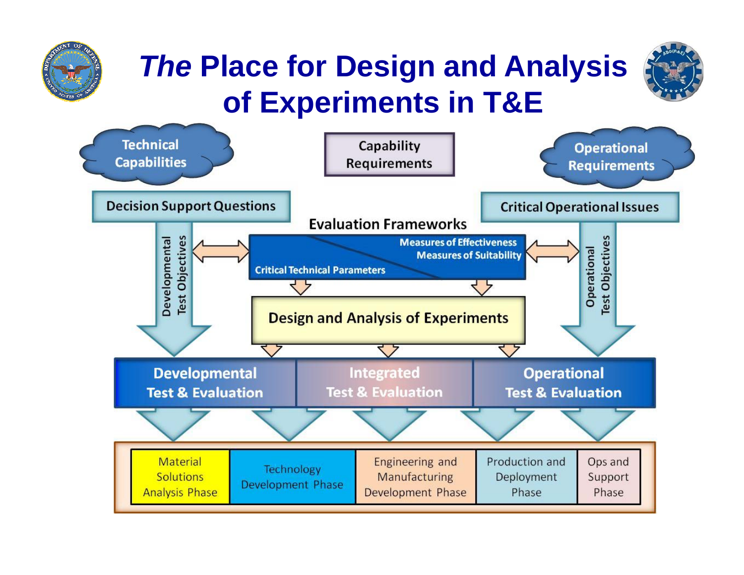# *The* Place for Design and Analysis of Experiments in T&E

Technical Capabilities

Capability Requirements

Operational Requirements

Decision Support Questions

Critical Operational Issues

Evaluation Frameworks

Developmental Test Objectives

Measures of Effectiveness

Measures of Suitability

Critical Technical Parameters

Operational Test Objectives

Design and Analysis of Experiments

Developmental Test & Evaluation

Integrated Test & Evaluation

Operational Test & Evaluation

| Material Solutions Analysis Phase | Technology Development Phase | Engineering and Manufacturing Development Phase | Production and Deployment Phase | Ops and Support Phase |
|---|---|---|---|---|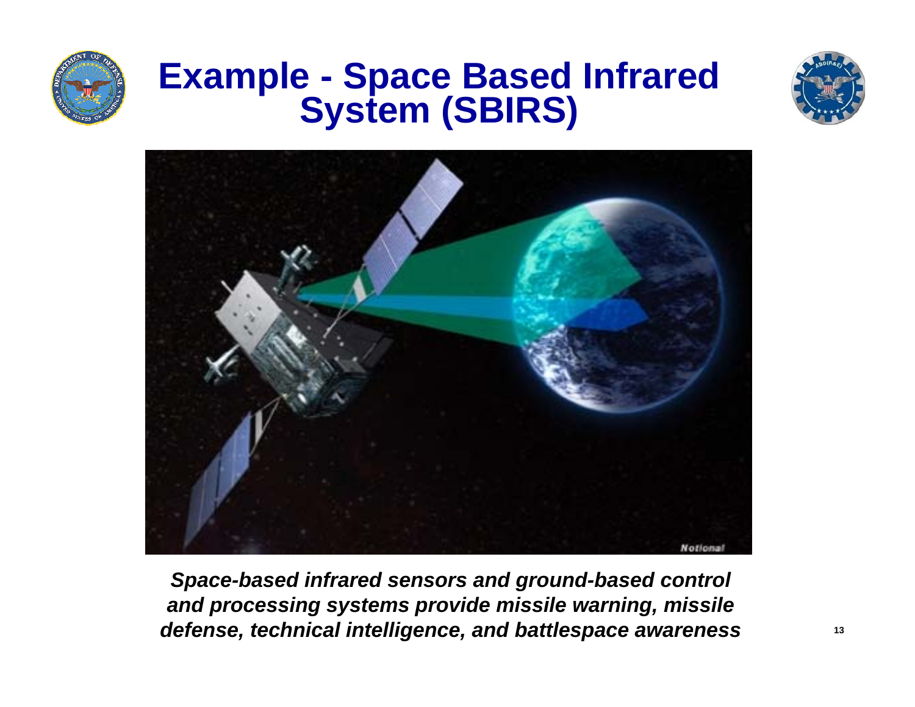# Example - Space Based Infrared System (SBIRS)

*Space-based infrared sensors and ground-based control and processing systems provide missile warning, missile defense, technical intelligence, and battlespace awareness*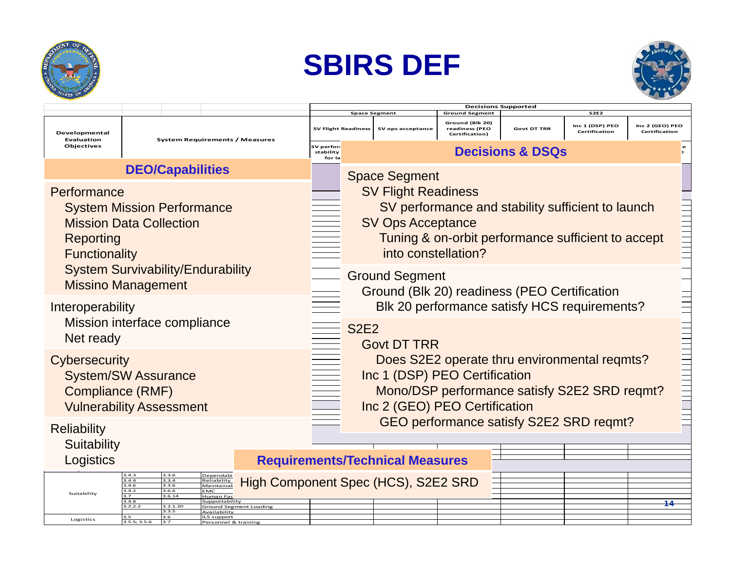# SBIRS DEF

| Developmental Evaluation Objectives | System Requirements / Measures | | | Decisions Supported | | | | | |
|---|---|---|---|---|---|---|---|---|---|
| | | | | Space Segment | | Ground Segment | S2E2 | | |
| | | | | SV Flight Readiness | SV ops acceptance | Ground (Blk 20) readiness (PEO Certification) | Govt DT TRR | Inc 1 (DSP) PEO Certification | Inc 2 (GEO) PEO Certification |

## DEO/Capabilities

- Performance
  - System Mission Performance
  - Mission Data Collection
  - Reporting
  - Functionality
  - System Survivability/Endurability
  - Missino Management
- Interoperability
  - Mission interface compliance
  - Net ready
- Cybersecurity
  - System/SW Assurance
  - Compliance (RMF)
  - Vulnerability Assessment
- Reliability
  - Suitability
  - Logistics

## Decisions & DSQs

- Space Segment
  - SV Flight Readiness
    - SV performance and stability sufficient to launch
  - SV Ops Acceptance
    - Tuning & on-orbit performance sufficient to accept into constellation?
- Ground Segment
  - Ground (Blk 20) readiness (PEO Certification
    - Blk 20 performance satisfy HCS requirements?
- S2E2
  - Govt DT TRR
    - Does S2E2 operate thru environmental reqmts?
  - Inc 1 (DSP) PEO Certification
    - Mono/DSP performance satisfy S2E2 SRD reqmt?
  - Inc 2 (GEO) PEO Certification
    - GEO performance satisfy S2E2 SRD reqmt?

## Requirements/Technical Measures

High Component Spec (HCS), S2E2 SRD

| Developmental Evaluation Objectives | | | System Requirements / Measures |
|---|---|---|---|
| Suitability | 3.4.3 | 3.3.6 | Dependabi |
| | 3.4.4 | 3.3.4 | Reliability |
| | 3.4.6 | 3.3.6 | Maintainab |
| | 3.4.2 | 3.6.6 | EMC |
| | 3.7 | 3.6.14 | Human Fac |
| | 3.4.8 | | Supportability |
| | 3.2.2.2 | 3.2.1.20 | Ground Segment Loading |
| | | 3.3.5 | Availability |
| Logistics | 3.5 | 3.6 | ILS support |
| | 3.5.5; 3.5.6 | 3.7 | Personnel & training |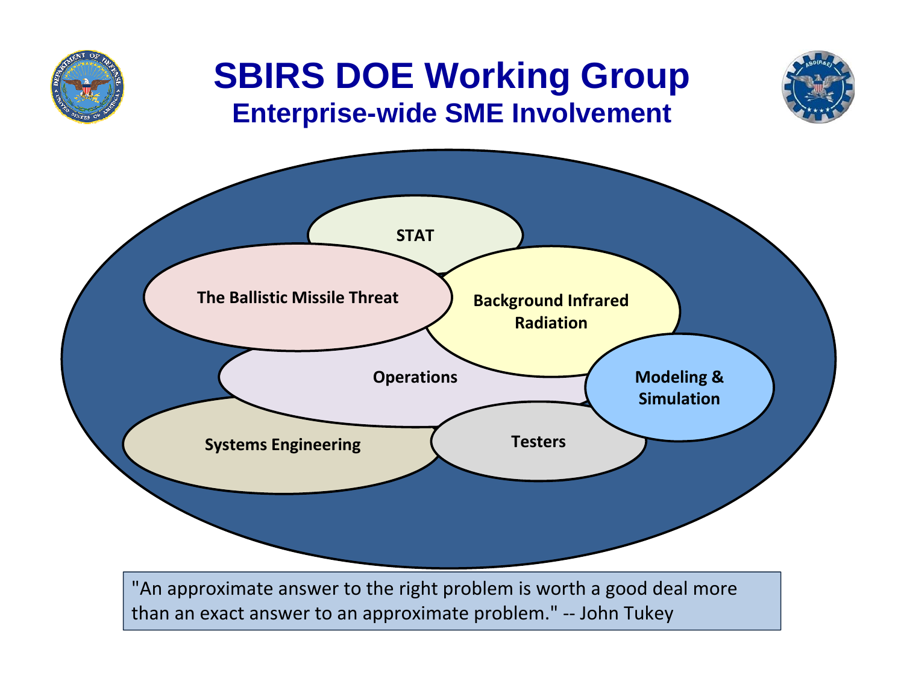# SBIRS DOE Working Group

## Enterprise-wide SME Involvement

- STAT
- The Ballistic Missile Threat
- Background Infrared Radiation
- Operations
- Modeling & Simulation
- Systems Engineering
- Testers

"An approximate answer to the right problem is worth a good deal more than an exact answer to an approximate problem." -- John Tukey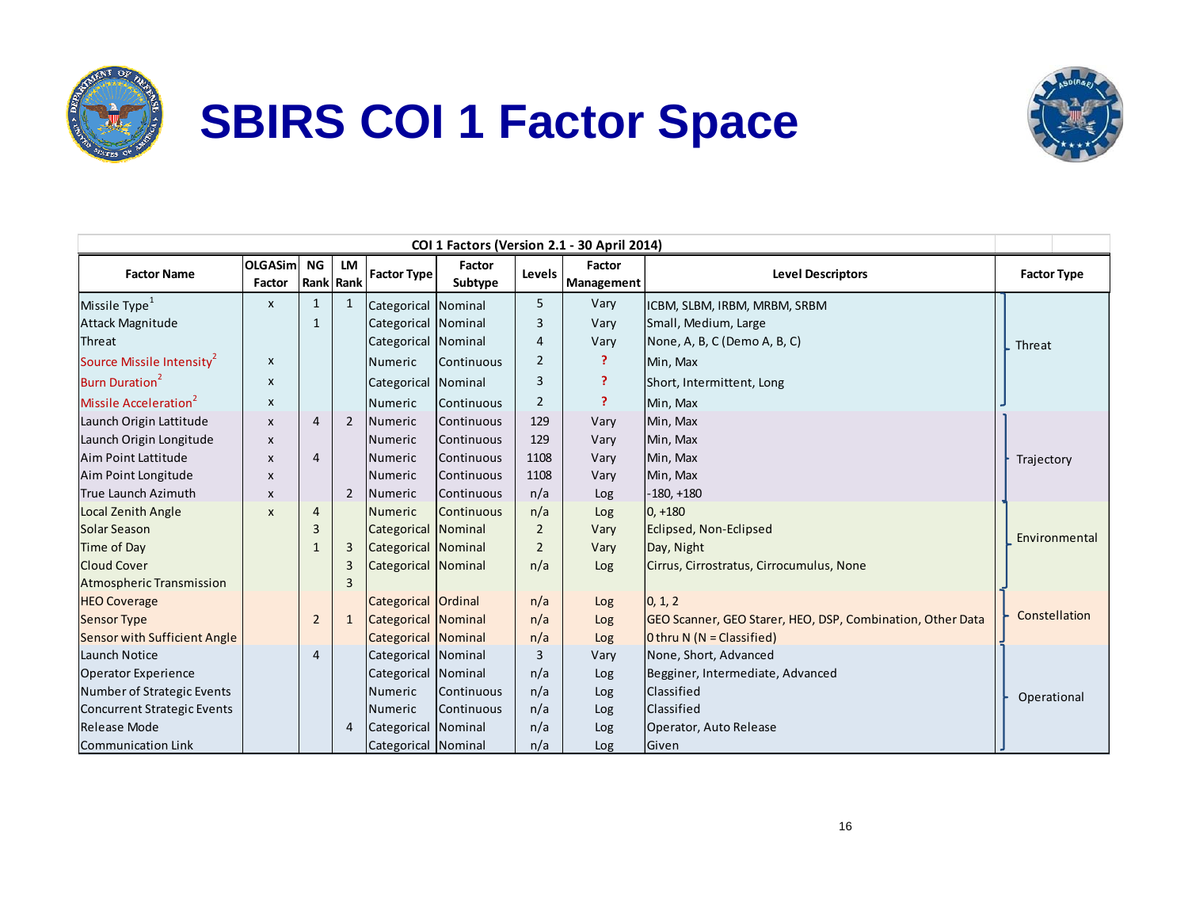# SBIRS COI 1 Factor Space

**COI 1 Factors (Version 2.1 - 30 April 2014)**

| Factor Name | OLGASim Factor | NG Rank | LM Rank | Factor Type | Factor Subtype | Levels | Factor Management | Level Descriptors | Factor Type |
|---|---|---|---|---|---|---|---|---|---|
| Missile Type[1] | x | 1 | 1 | Categorical | Nominal | 5 | Vary | ICBM, SLBM, IRBM, MRBM, SRBM | Threat |
| Attack Magnitude | | 1 | | Categorical | Nominal | 3 | Vary | Small, Medium, Large | Threat |
| Threat | | | | Categorical | Nominal | 4 | Vary | None, A, B, C (Demo A, B, C) | Threat |
| Source Missile Intensity[2] | x | | | Numeric | Continuous | 2 | ? | Min, Max | Threat |
| Burn Duration[2] | x | | | Categorical | Nominal | 3 | ? | Short, Intermittent, Long | Threat |
| Missile Acceleration[2] | x | | | Numeric | Continuous | 2 | ? | Min, Max | Threat |
| Launch Origin Lattitude | x | 4 | 2 | Numeric | Continuous | 129 | Vary | Min, Max | Trajectory |
| Launch Origin Longitude | x | | | Numeric | Continuous | 129 | Vary | Min, Max | Trajectory |
| Aim Point Lattitude | x | 4 | | Numeric | Continuous | 1108 | Vary | Min, Max | Trajectory |
| Aim Point Longitude | x | | | Numeric | Continuous | 1108 | Vary | Min, Max | Trajectory |
| True Launch Azimuth | x | | 2 | Numeric | Continuous | n/a | Log | -180, +180 | Trajectory |
| Local Zenith Angle | x | 4 | | Numeric | Continuous | n/a | Log | 0, +180 | Environmental |
| Solar Season | | 3 | | Categorical | Nominal | 2 | Vary | Eclipsed, Non-Eclipsed | Environmental |
| Time of Day | | 1 | 3 | Categorical | Nominal | 2 | Vary | Day, Night | Environmental |
| Cloud Cover | | | 3 | Categorical | Nominal | n/a | Log | Cirrus, Cirrostratus, Cirrocumulus, None | Environmental |
| Atmospheric Transmission | | | 3 | | | | | | Environmental |
| HEO Coverage | | | | Categorical | Ordinal | n/a | Log | 0, 1, 2 | Constellation |
| Sensor Type | | 2 | 1 | Categorical | Nominal | n/a | Log | GEO Scanner, GEO Starer, HEO, DSP, Combination, Other Data | Constellation |
| Sensor with Sufficient Angle | | | | Categorical | Nominal | n/a | Log | 0 thru N (N = Classified) | Constellation |
| Launch Notice | | 4 | | Categorical | Nominal | 3 | Vary | None, Short, Advanced | Operational |
| Operator Experience | | | | Categorical | Nominal | n/a | Log | Begginer, Intermediate, Advanced | Operational |
| Number of Strategic Events | | | | Numeric | Continuous | n/a | Log | Classified | Operational |
| Concurrent Strategic Events | | | | Numeric | Continuous | n/a | Log | Classified | Operational |
| Release Mode | | | 4 | Categorical | Nominal | n/a | Log | Operator, Auto Release | Operational |
| Communication Link | | | | Categorical | Nominal | n/a | Log | Given | Operational |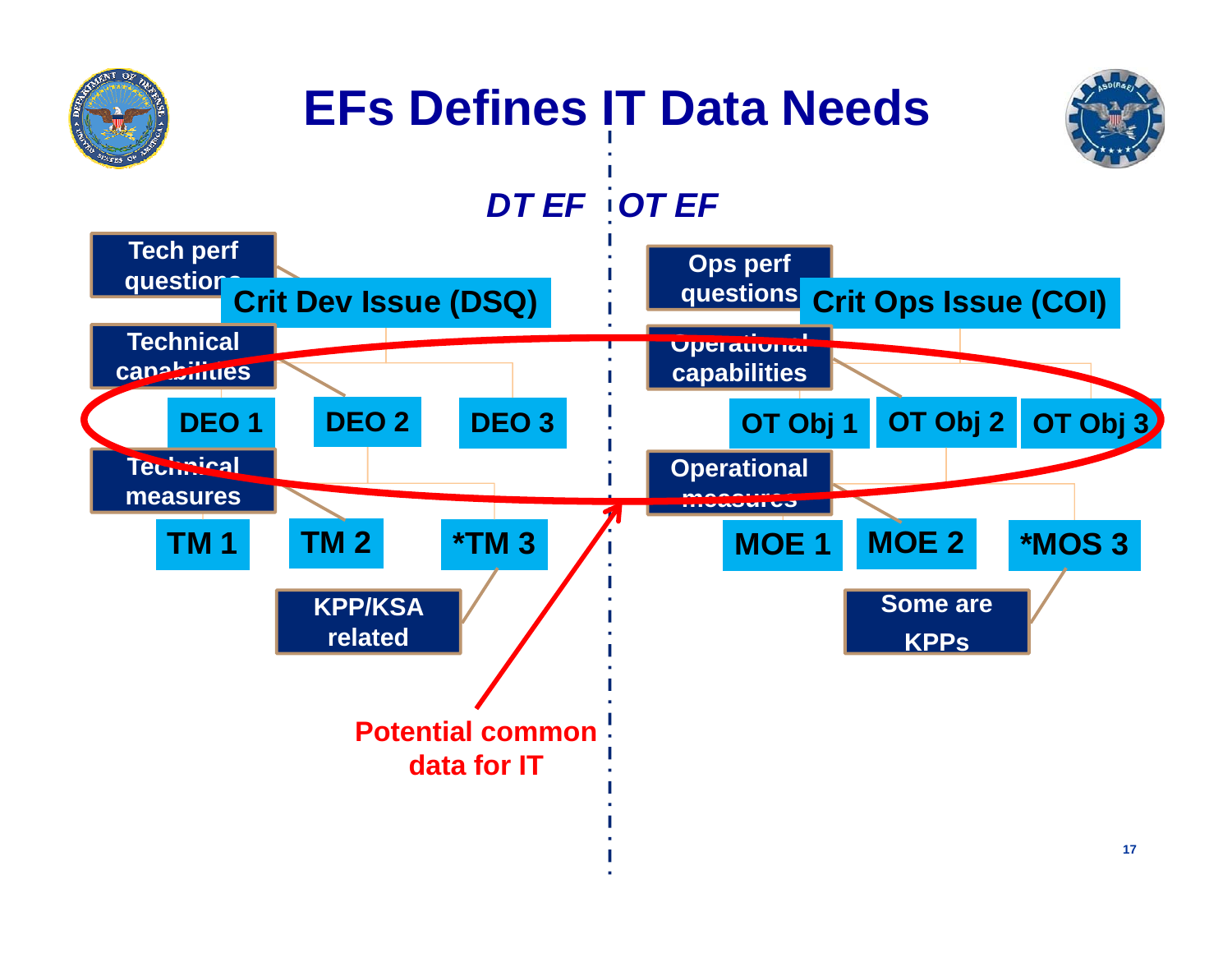# EFs Defines IT Data Needs

***DT EF***

- Tech perf questions → **Crit Dev Issue (DSQ)**
- Technical capabilities → **DEO 1**, **DEO 2**, **DEO 3**
- Technical measures → **TM 1**, **TM 2**, ***TM 3**
  - KPP/KSA related

***OT EF***

- Ops perf questions → **Crit Ops Issue (COI)**
- Operational capabilities → **OT Obj 1**, **OT Obj 2**, **OT Obj 3**
- Operational measures → **MOE 1**, **MOE 2**, ***MOS 3**
  - Some are KPPs

**Potential common data for IT**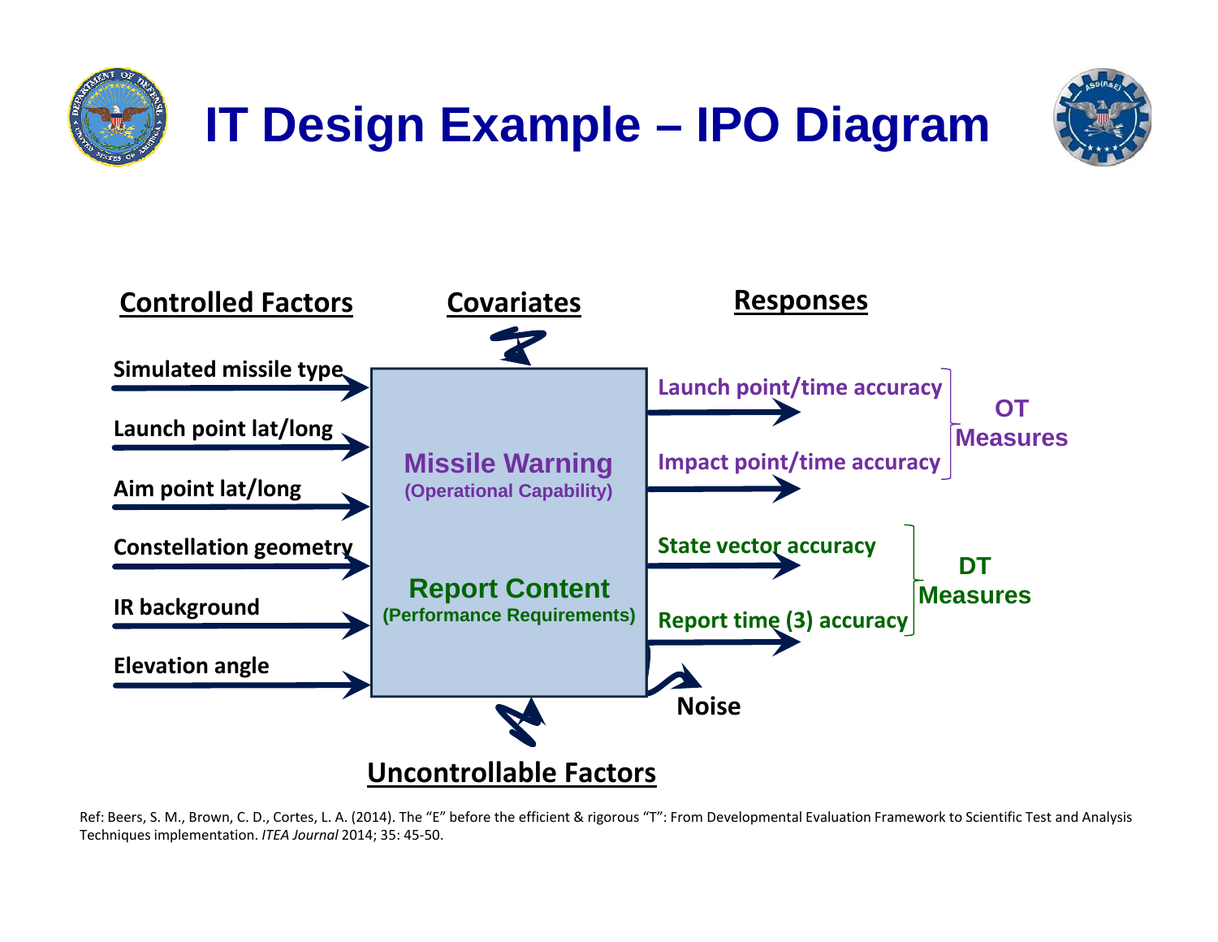# IT Design Example – IPO Diagram

**Controlled Factors**

- Simulated missile type
- Launch point lat/long
- Aim point lat/long
- Constellation geometry
- IR background
- Elevation angle

**Covariates**

**Missile Warning** (Operational Capability)

**Report Content** (Performance Requirements)

**Responses**

- Launch point/time accuracy
- Impact point/time accuracy

OT Measures

- State vector accuracy
- Report time (3) accuracy

DT Measures

**Noise**

**Uncontrollable Factors**

Ref: Beers, S. M., Brown, C. D., Cortes, L. A. (2014). The "E" before the efficient & rigorous "T": From Developmental Evaluation Framework to Scientific Test and Analysis Techniques implementation. *ITEA Journal* 2014; 35: 45-50.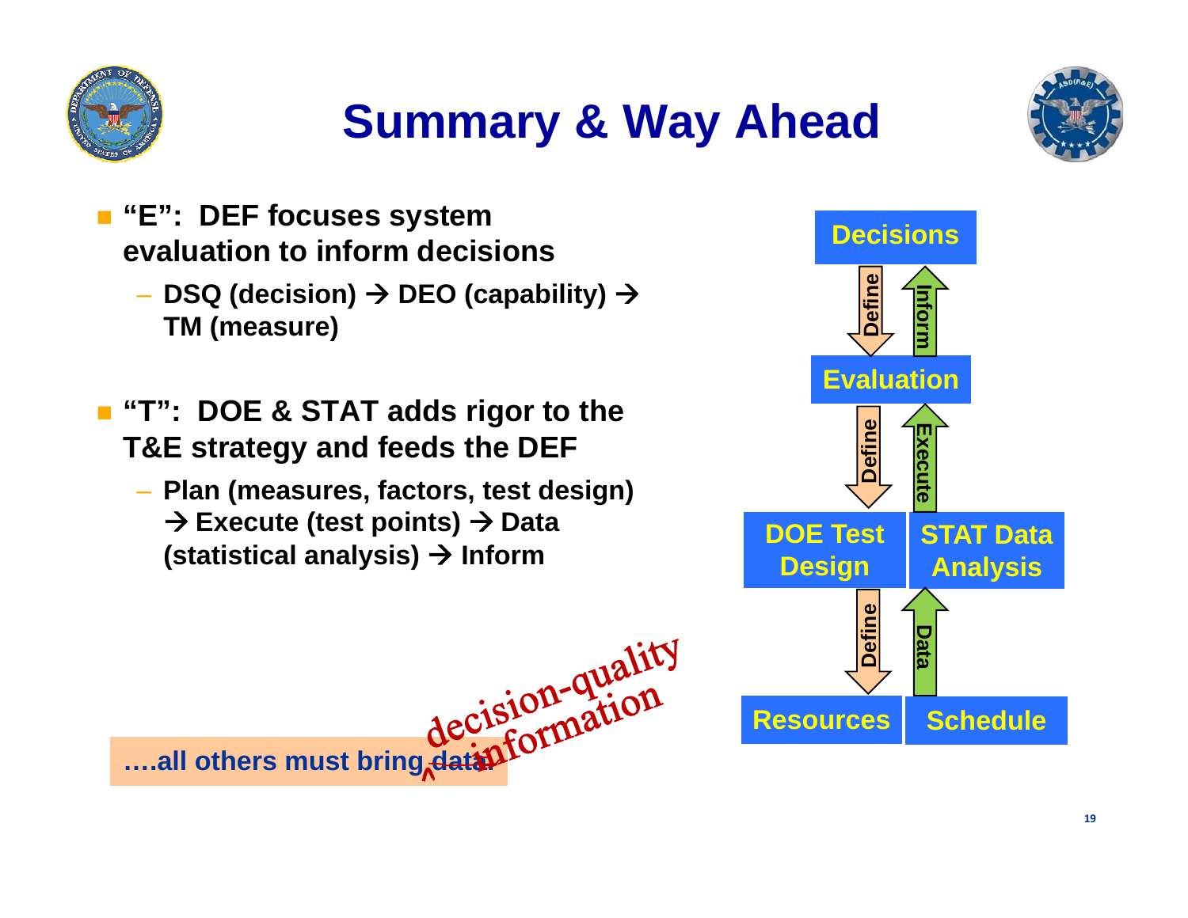# Summary & Way Ahead

- **"E": DEF focuses system evaluation to inform decisions**
  - **DSQ (decision) → DEO (capability) → TM (measure)**

- **"T": DOE & STAT adds rigor to the T&E strategy and feeds the DEF**
  - **Plan (measures, factors, test design) → Execute (test points) → Data (statistical analysis) → Inform**

Decisions

Define

Inform

Evaluation

Define

Execute

DOE Test Design

STAT Data Analysis

Define

Data

Resources

Schedule

**….all others must bring ~~data!~~** decision-quality information